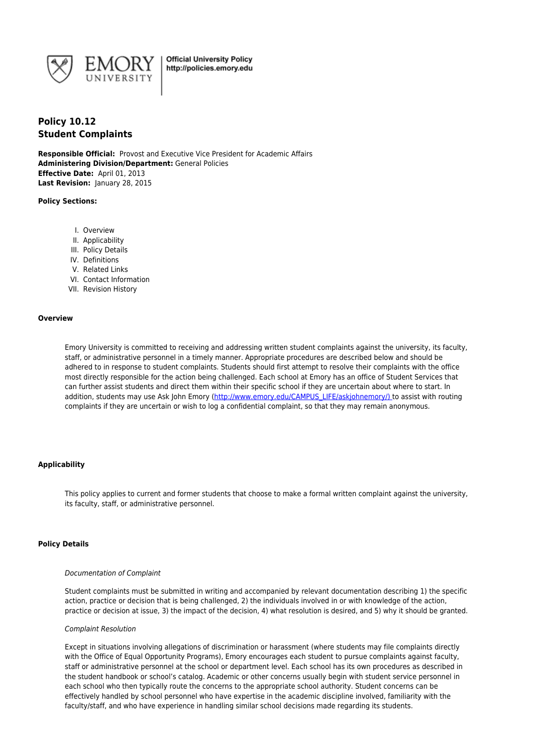Official University Policy
http://policies.emory.edu

# Policy 10.12
# Student Complaints

**Responsible Official:** Provost and Executive Vice President for Academic Affairs
**Administering Division/Department:** General Policies
**Effective Date:** April 01, 2013
**Last Revision:** January 28, 2015

**Policy Sections:**

I. Overview
II. Applicability
III. Policy Details
IV. Definitions
V. Related Links
VI. Contact Information
VII. Revision History

## Overview

Emory University is committed to receiving and addressing written student complaints against the university, its faculty, staff, or administrative personnel in a timely manner. Appropriate procedures are described below and should be adhered to in response to student complaints. Students should first attempt to resolve their complaints with the office most directly responsible for the action being challenged. Each school at Emory has an office of Student Services that can further assist students and direct them within their specific school if they are uncertain about where to start. In addition, students may use Ask John Emory (http://www.emory.edu/CAMPUS_LIFE/askjohnemory/) to assist with routing complaints if they are uncertain or wish to log a confidential complaint, so that they may remain anonymous.

## Applicability

This policy applies to current and former students that choose to make a formal written complaint against the university, its faculty, staff, or administrative personnel.

## Policy Details

*Documentation of Complaint*

Student complaints must be submitted in writing and accompanied by relevant documentation describing 1) the specific action, practice or decision that is being challenged, 2) the individuals involved in or with knowledge of the action, practice or decision at issue, 3) the impact of the decision, 4) what resolution is desired, and 5) why it should be granted.

*Complaint Resolution*

Except in situations involving allegations of discrimination or harassment (where students may file complaints directly with the Office of Equal Opportunity Programs), Emory encourages each student to pursue complaints against faculty, staff or administrative personnel at the school or department level. Each school has its own procedures as described in the student handbook or school's catalog. Academic or other concerns usually begin with student service personnel in each school who then typically route the concerns to the appropriate school authority. Student concerns can be effectively handled by school personnel who have expertise in the academic discipline involved, familiarity with the faculty/staff, and who have experience in handling similar school decisions made regarding its students.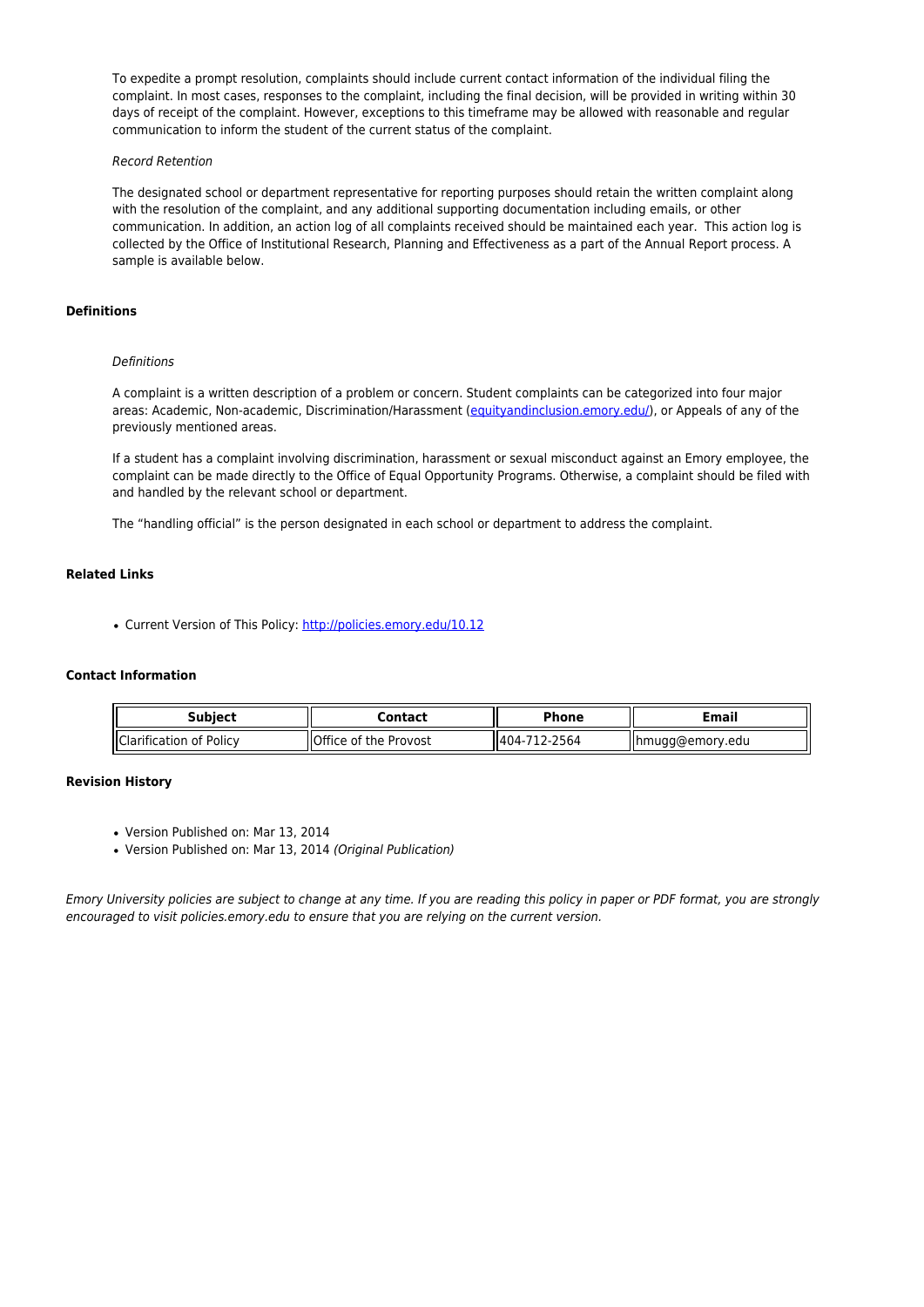To expedite a prompt resolution, complaints should include current contact information of the individual filing the complaint. In most cases, responses to the complaint, including the final decision, will be provided in writing within 30 days of receipt of the complaint. However, exceptions to this timeframe may be allowed with reasonable and regular communication to inform the student of the current status of the complaint.

*Record Retention*

The designated school or department representative for reporting purposes should retain the written complaint along with the resolution of the complaint, and any additional supporting documentation including emails, or other communication. In addition, an action log of all complaints received should be maintained each year. This action log is collected by the Office of Institutional Research, Planning and Effectiveness as a part of the Annual Report process. A sample is available below.

### Definitions

*Definitions*

A complaint is a written description of a problem or concern. Student complaints can be categorized into four major areas: Academic, Non-academic, Discrimination/Harassment ([equityandinclusion.emory.edu/](equityandinclusion.emory.edu/)), or Appeals of any of the previously mentioned areas.

If a student has a complaint involving discrimination, harassment or sexual misconduct against an Emory employee, the complaint can be made directly to the Office of Equal Opportunity Programs. Otherwise, a complaint should be filed with and handled by the relevant school or department.

The "handling official" is the person designated in each school or department to address the complaint.

### Related Links

- Current Version of This Policy: [http://policies.emory.edu/10.12](http://policies.emory.edu/10.12)

### Contact Information

| Subject | Contact | Phone | Email |
|---|---|---|---|
| Clarification of Policy | Office of the Provost | 404-712-2564 | hmugg@emory.edu |

### Revision History

- Version Published on: Mar 13, 2014
- Version Published on: Mar 13, 2014 *(Original Publication)*

*Emory University policies are subject to change at any time. If you are reading this policy in paper or PDF format, you are strongly encouraged to visit policies.emory.edu to ensure that you are relying on the current version.*